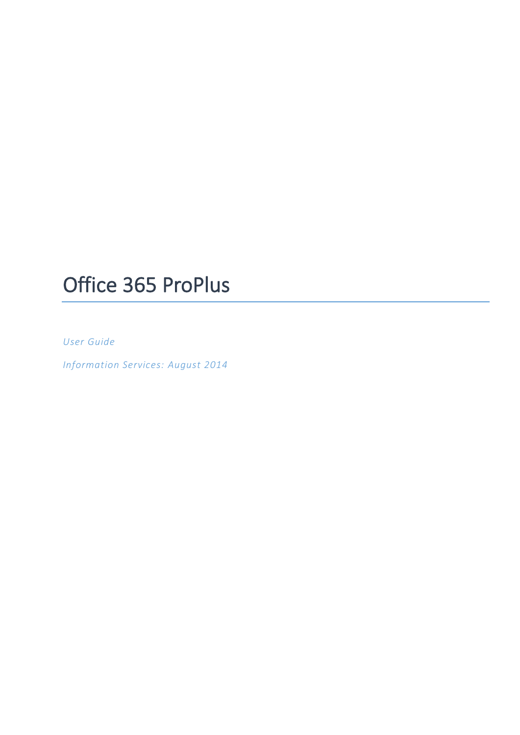# Office 365 ProPlus

*User Guide*

*Information Services: August 2014*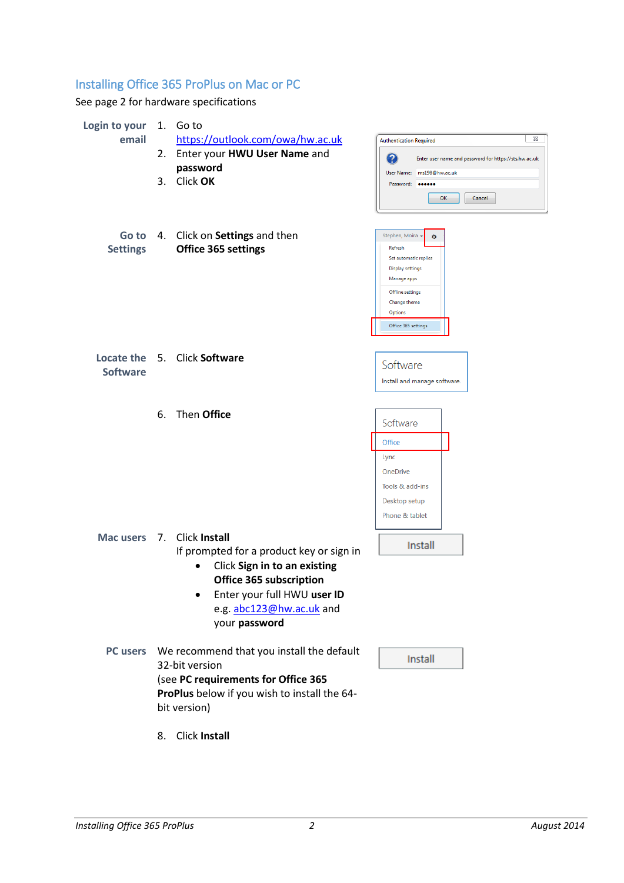## Installing Office 365 ProPlus on Mac or PC

See page 2 for hardware specifications

**Login to your email**

1. Go to https://outlook.com/owa/hw.ac.uk
2. Enter your **HWU User Name** and **password**
3. Click **OK**

**Go to Settings**

4. Click on **Settings** and then **Office 365 settings**

**Locate the Software**

5. Click **Software**
6. Then **Office**

**Mac users**

7. Click **Install**
   If prompted for a product key or sign in
   - Click **Sign in to an existing Office 365 subscription**
   - Enter your full HWU **user ID** e.g. abc123@hw.ac.uk and your **password**

**PC users**

We recommend that you install the default 32-bit version (see **PC requirements for Office 365 ProPlus** below if you wish to install the 64-bit version)

8. Click **Install**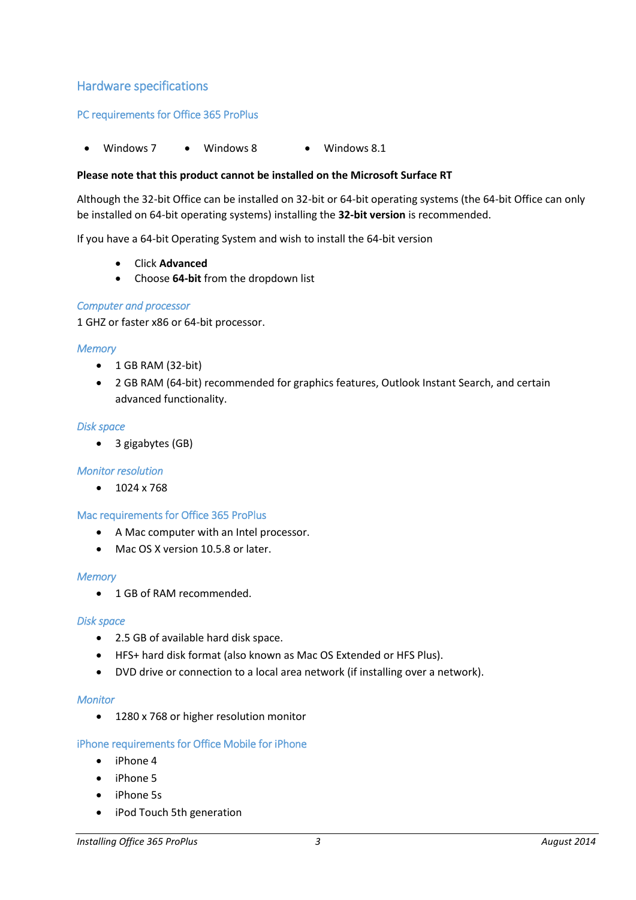## Hardware specifications

### PC requirements for Office 365 ProPlus

- Windows 7
- Windows 8
- Windows 8.1

**Please note that this product cannot be installed on the Microsoft Surface RT**

Although the 32-bit Office can be installed on 32-bit or 64-bit operating systems (the 64-bit Office can only be installed on 64-bit operating systems) installing the **32-bit version** is recommended.

If you have a 64-bit Operating System and wish to install the 64-bit version

- Click **Advanced**
- Choose **64-bit** from the dropdown list

#### *Computer and processor*

1 GHZ or faster x86 or 64-bit processor.

#### *Memory*

- 1 GB RAM (32-bit)
- 2 GB RAM (64-bit) recommended for graphics features, Outlook Instant Search, and certain advanced functionality.

#### *Disk space*

- 3 gigabytes (GB)

#### *Monitor resolution*

- 1024 x 768

### Mac requirements for Office 365 ProPlus

- A Mac computer with an Intel processor.
- Mac OS X version 10.5.8 or later.

#### *Memory*

- 1 GB of RAM recommended.

#### *Disk space*

- 2.5 GB of available hard disk space.
- HFS+ hard disk format (also known as Mac OS Extended or HFS Plus).
- DVD drive or connection to a local area network (if installing over a network).

#### *Monitor*

- 1280 x 768 or higher resolution monitor

### iPhone requirements for Office Mobile for iPhone

- iPhone 4
- iPhone 5
- iPhone 5s
- iPod Touch 5th generation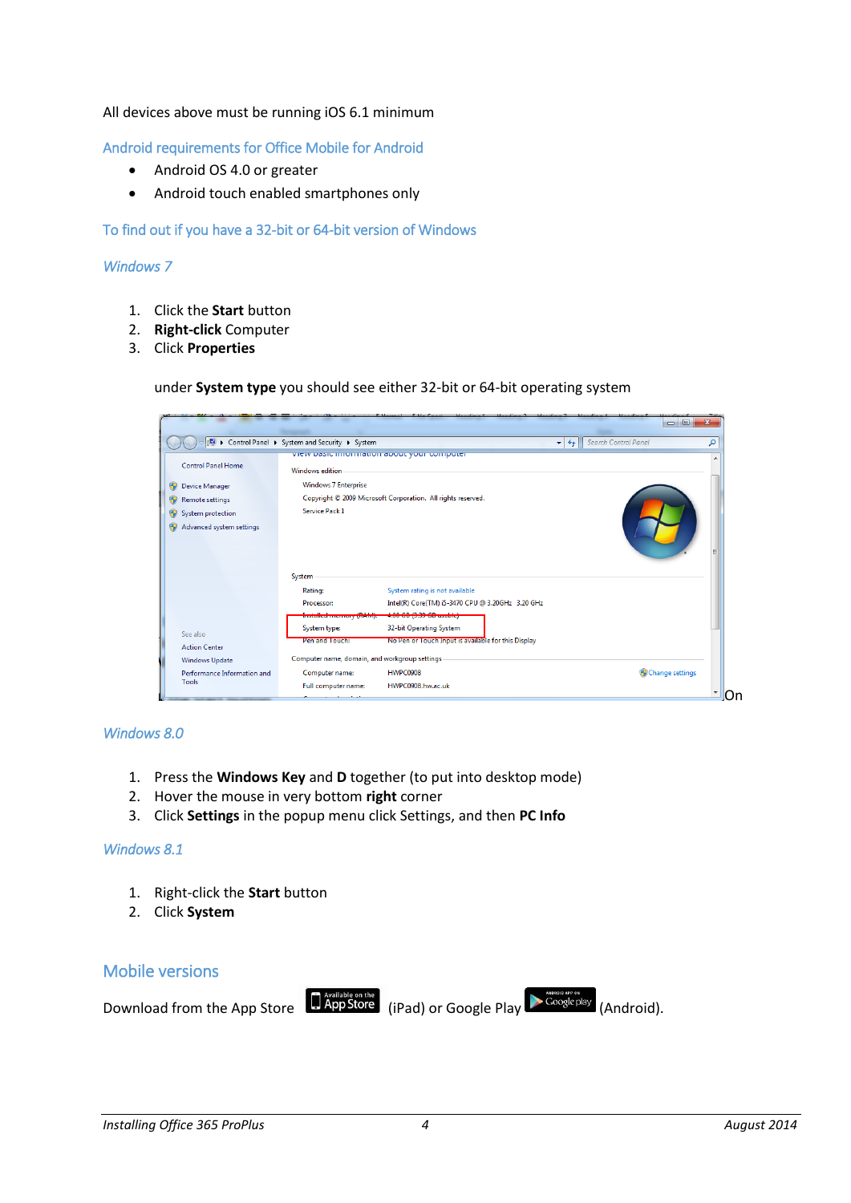All devices above must be running iOS 6.1 minimum

## Android requirements for Office Mobile for Android

- Android OS 4.0 or greater
- Android touch enabled smartphones only

## To find out if you have a 32-bit or 64-bit version of Windows

### *Windows 7*

1. Click the **Start** button
2. **Right-click** Computer
3. Click **Properties**

   under **System type** you should see either 32-bit or 64-bit operating system

On

### *Windows 8.0*

1. Press the **Windows Key** and **D** together (to put into desktop mode)
2. Hover the mouse in very bottom **right** corner
3. Click **Settings** in the popup menu click Settings, and then **PC Info**

### *Windows 8.1*

1. Right-click the **Start** button
2. Click **System**

## Mobile versions

Download from the App Store (iPad) or Google Play (Android).